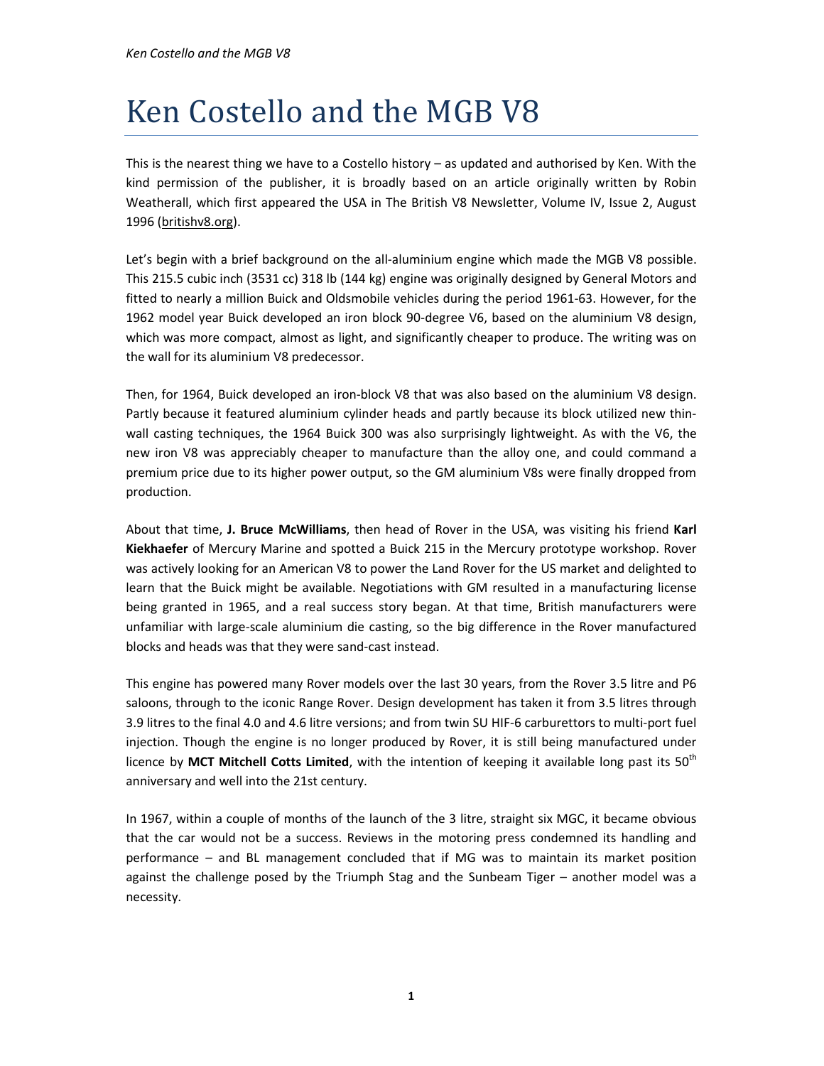# Ken Costello and the MGB V8

This is the nearest thing we have to a Costello history – as updated and authorised by Ken. With the kind permission of the publisher, it is broadly based on an article originally written by Robin Weatherall, which first appeared the USA in The British V8 Newsletter, Volume IV, Issue 2, August 1996 (britishv8.org).

Let's begin with a brief background on the all-aluminium engine which made the MGB V8 possible. This 215.5 cubic inch (3531 cc) 318 lb (144 kg) engine was originally designed by General Motors and fitted to nearly a million Buick and Oldsmobile vehicles during the period 1961-63. However, for the 1962 model year Buick developed an iron block 90-degree V6, based on the aluminium V8 design, which was more compact, almost as light, and significantly cheaper to produce. The writing was on the wall for its aluminium V8 predecessor.

Then, for 1964, Buick developed an iron-block V8 that was also based on the aluminium V8 design. Partly because it featured aluminium cylinder heads and partly because its block utilized new thin-wall casting techniques, the 1964 Buick 300 was also surprisingly lightweight. As with the V6, the new iron V8 was appreciably cheaper to manufacture than the alloy one, and could command a premium price due to its higher power output, so the GM aluminium V8s were finally dropped from production.

About that time, **J. Bruce McWilliams**, then head of Rover in the USA, was visiting his friend **Karl Kiekhaefer** of Mercury Marine and spotted a Buick 215 in the Mercury prototype workshop. Rover was actively looking for an American V8 to power the Land Rover for the US market and delighted to learn that the Buick might be available. Negotiations with GM resulted in a manufacturing license being granted in 1965, and a real success story began. At that time, British manufacturers were unfamiliar with large-scale aluminium die casting, so the big difference in the Rover manufactured blocks and heads was that they were sand-cast instead.

This engine has powered many Rover models over the last 30 years, from the Rover 3.5 litre and P6 saloons, through to the iconic Range Rover. Design development has taken it from 3.5 litres through 3.9 litres to the final 4.0 and 4.6 litre versions; and from twin SU HIF-6 carburettors to multi-port fuel injection. Though the engine is no longer produced by Rover, it is still being manufactured under licence by **MCT Mitchell Cotts Limited**, with the intention of keeping it available long past its 50th anniversary and well into the 21st century.

In 1967, within a couple of months of the launch of the 3 litre, straight six MGC, it became obvious that the car would not be a success. Reviews in the motoring press condemned its handling and performance – and BL management concluded that if MG was to maintain its market position against the challenge posed by the Triumph Stag and the Sunbeam Tiger – another model was a necessity.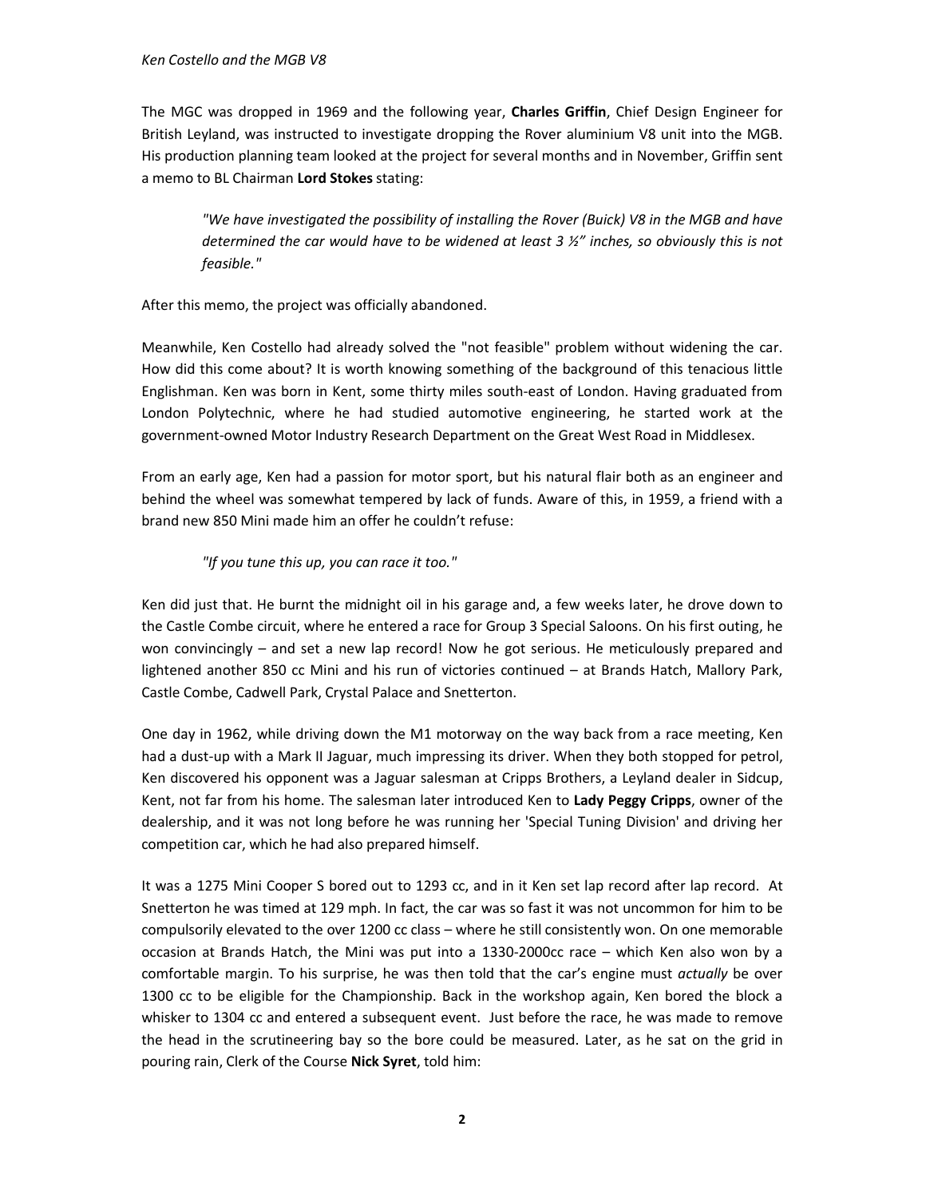The MGC was dropped in 1969 and the following year, **Charles Griffin**, Chief Design Engineer for British Leyland, was instructed to investigate dropping the Rover aluminium V8 unit into the MGB. His production planning team looked at the project for several months and in November, Griffin sent a memo to BL Chairman **Lord Stokes** stating:

> *"We have investigated the possibility of installing the Rover (Buick) V8 in the MGB and have determined the car would have to be widened at least 3 ½" inches, so obviously this is not feasible."*

After this memo, the project was officially abandoned.

Meanwhile, Ken Costello had already solved the "not feasible" problem without widening the car. How did this come about? It is worth knowing something of the background of this tenacious little Englishman. Ken was born in Kent, some thirty miles south-east of London. Having graduated from London Polytechnic, where he had studied automotive engineering, he started work at the government-owned Motor Industry Research Department on the Great West Road in Middlesex.

From an early age, Ken had a passion for motor sport, but his natural flair both as an engineer and behind the wheel was somewhat tempered by lack of funds. Aware of this, in 1959, a friend with a brand new 850 Mini made him an offer he couldn't refuse:

> *"If you tune this up, you can race it too."*

Ken did just that. He burnt the midnight oil in his garage and, a few weeks later, he drove down to the Castle Combe circuit, where he entered a race for Group 3 Special Saloons. On his first outing, he won convincingly – and set a new lap record! Now he got serious. He meticulously prepared and lightened another 850 cc Mini and his run of victories continued – at Brands Hatch, Mallory Park, Castle Combe, Cadwell Park, Crystal Palace and Snetterton.

One day in 1962, while driving down the M1 motorway on the way back from a race meeting, Ken had a dust-up with a Mark II Jaguar, much impressing its driver. When they both stopped for petrol, Ken discovered his opponent was a Jaguar salesman at Cripps Brothers, a Leyland dealer in Sidcup, Kent, not far from his home. The salesman later introduced Ken to **Lady Peggy Cripps**, owner of the dealership, and it was not long before he was running her 'Special Tuning Division' and driving her competition car, which he had also prepared himself.

It was a 1275 Mini Cooper S bored out to 1293 cc, and in it Ken set lap record after lap record. At Snetterton he was timed at 129 mph. In fact, the car was so fast it was not uncommon for him to be compulsorily elevated to the over 1200 cc class – where he still consistently won. On one memorable occasion at Brands Hatch, the Mini was put into a 1330-2000cc race – which Ken also won by a comfortable margin. To his surprise, he was then told that the car's engine must *actually* be over 1300 cc to be eligible for the Championship. Back in the workshop again, Ken bored the block a whisker to 1304 cc and entered a subsequent event. Just before the race, he was made to remove the head in the scrutineering bay so the bore could be measured. Later, as he sat on the grid in pouring rain, Clerk of the Course **Nick Syret**, told him: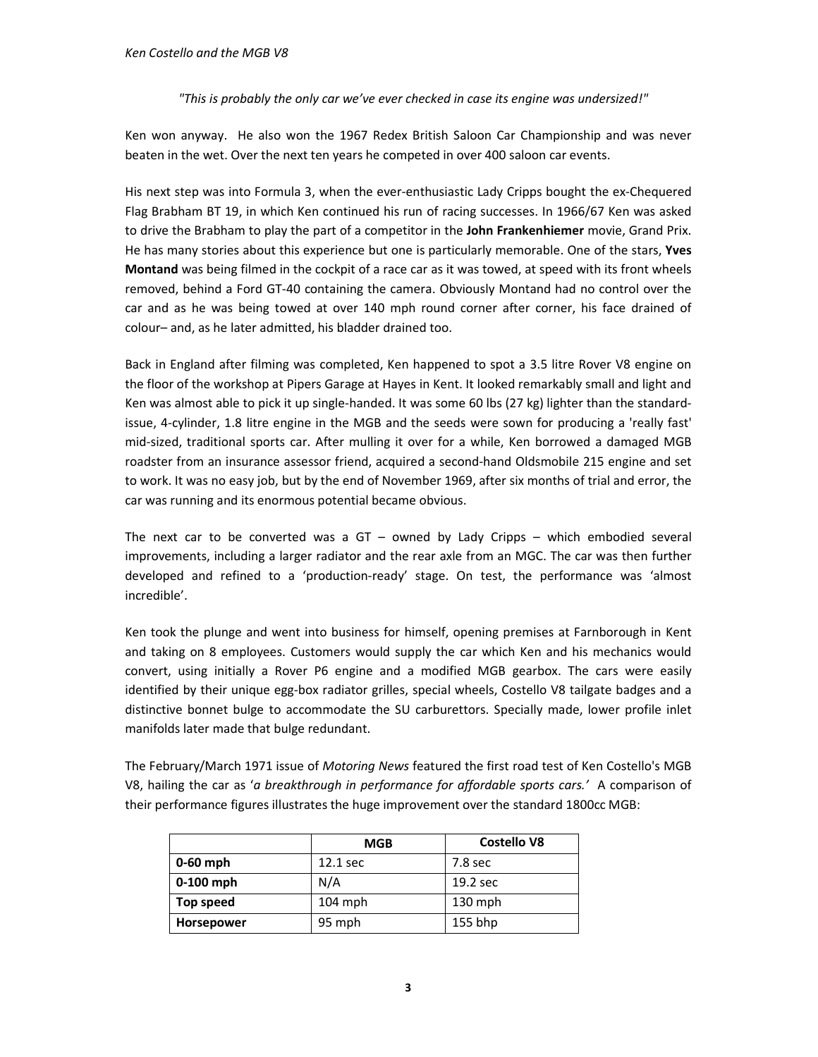*"This is probably the only car we've ever checked in case its engine was undersized!"*

Ken won anyway. He also won the 1967 Redex British Saloon Car Championship and was never beaten in the wet. Over the next ten years he competed in over 400 saloon car events.

His next step was into Formula 3, when the ever-enthusiastic Lady Cripps bought the ex-Chequered Flag Brabham BT 19, in which Ken continued his run of racing successes. In 1966/67 Ken was asked to drive the Brabham to play the part of a competitor in the **John Frankenhiemer** movie, Grand Prix. He has many stories about this experience but one is particularly memorable. One of the stars, **Yves Montand** was being filmed in the cockpit of a race car as it was towed, at speed with its front wheels removed, behind a Ford GT-40 containing the camera. Obviously Montand had no control over the car and as he was being towed at over 140 mph round corner after corner, his face drained of colour– and, as he later admitted, his bladder drained too.

Back in England after filming was completed, Ken happened to spot a 3.5 litre Rover V8 engine on the floor of the workshop at Pipers Garage at Hayes in Kent. It looked remarkably small and light and Ken was almost able to pick it up single-handed. It was some 60 lbs (27 kg) lighter than the standard-issue, 4-cylinder, 1.8 litre engine in the MGB and the seeds were sown for producing a 'really fast' mid-sized, traditional sports car. After mulling it over for a while, Ken borrowed a damaged MGB roadster from an insurance assessor friend, acquired a second-hand Oldsmobile 215 engine and set to work. It was no easy job, but by the end of November 1969, after six months of trial and error, the car was running and its enormous potential became obvious.

The next car to be converted was a GT – owned by Lady Cripps – which embodied several improvements, including a larger radiator and the rear axle from an MGC. The car was then further developed and refined to a 'production-ready' stage. On test, the performance was 'almost incredible'.

Ken took the plunge and went into business for himself, opening premises at Farnborough in Kent and taking on 8 employees. Customers would supply the car which Ken and his mechanics would convert, using initially a Rover P6 engine and a modified MGB gearbox. The cars were easily identified by their unique egg-box radiator grilles, special wheels, Costello V8 tailgate badges and a distinctive bonnet bulge to accommodate the SU carburettors. Specially made, lower profile inlet manifolds later made that bulge redundant.

The February/March 1971 issue of *Motoring News* featured the first road test of Ken Costello's MGB V8, hailing the car as '*a breakthrough in performance for affordable sports cars.'* A comparison of their performance figures illustrates the huge improvement over the standard 1800cc MGB:

| | **MGB** | **Costello V8** |
|---|---|---|
| **0-60 mph** | 12.1 sec | 7.8 sec |
| **0-100 mph** | N/A | 19.2 sec |
| **Top speed** | 104 mph | 130 mph |
| **Horsepower** | 95 mph | 155 bhp |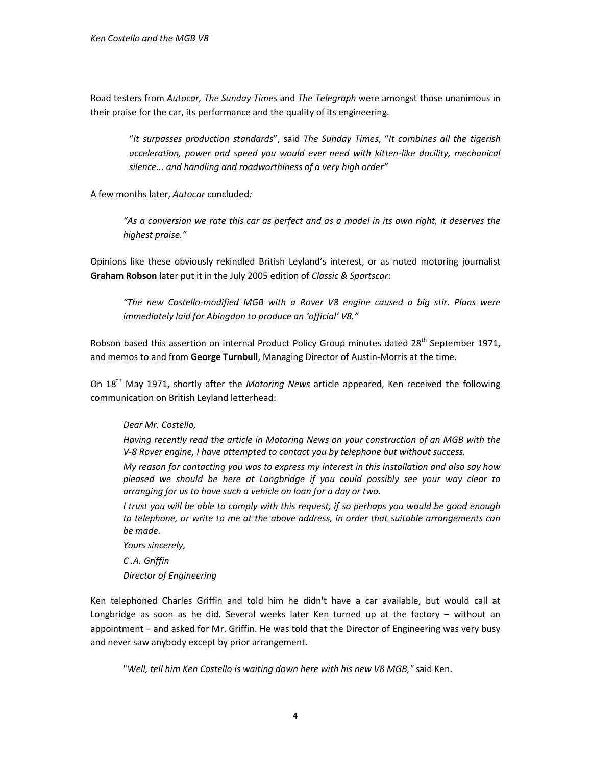Road testers from *Autocar, The Sunday Times* and *The Telegraph* were amongst those unanimous in their praise for the car, its performance and the quality of its engineering.

> "*It surpasses production standards*", said *The Sunday Times*, "*It combines all the tigerish acceleration, power and speed you would ever need with kitten-like docility, mechanical silence... and handling and roadworthiness of a very high order"*

A few months later, *Autocar* concluded*:*

> *"As a conversion we rate this car as perfect and as a model in its own right, it deserves the highest praise."*

Opinions like these obviously rekindled British Leyland's interest, or as noted motoring journalist **Graham Robson** later put it in the July 2005 edition of *Classic & Sportscar*:

> *"The new Costello-modified MGB with a Rover V8 engine caused a big stir. Plans were immediately laid for Abingdon to produce an 'official' V8."*

Robson based this assertion on internal Product Policy Group minutes dated 28th September 1971, and memos to and from **George Turnbull**, Managing Director of Austin-Morris at the time.

On 18th May 1971, shortly after the *Motoring News* article appeared, Ken received the following communication on British Leyland letterhead:

> *Dear Mr. Costello,*
>
> *Having recently read the article in Motoring News on your construction of an MGB with the V-8 Rover engine, I have attempted to contact you by telephone but without success.*
>
> *My reason for contacting you was to express my interest in this installation and also say how pleased we should be here at Longbridge if you could possibly see your way clear to arranging for us to have such a vehicle on loan for a day or two.*
>
> *I trust you will be able to comply with this request, if so perhaps you would be good enough to telephone, or write to me at the above address, in order that suitable arrangements can be made.*
>
> *Yours sincerely,*
>
> *C .A. Griffin*
>
> *Director of Engineering*

Ken telephoned Charles Griffin and told him he didn't have a car available, but would call at Longbridge as soon as he did. Several weeks later Ken turned up at the factory – without an appointment – and asked for Mr. Griffin. He was told that the Director of Engineering was very busy and never saw anybody except by prior arrangement.

> "*Well, tell him Ken Costello is waiting down here with his new V8 MGB,"* said Ken.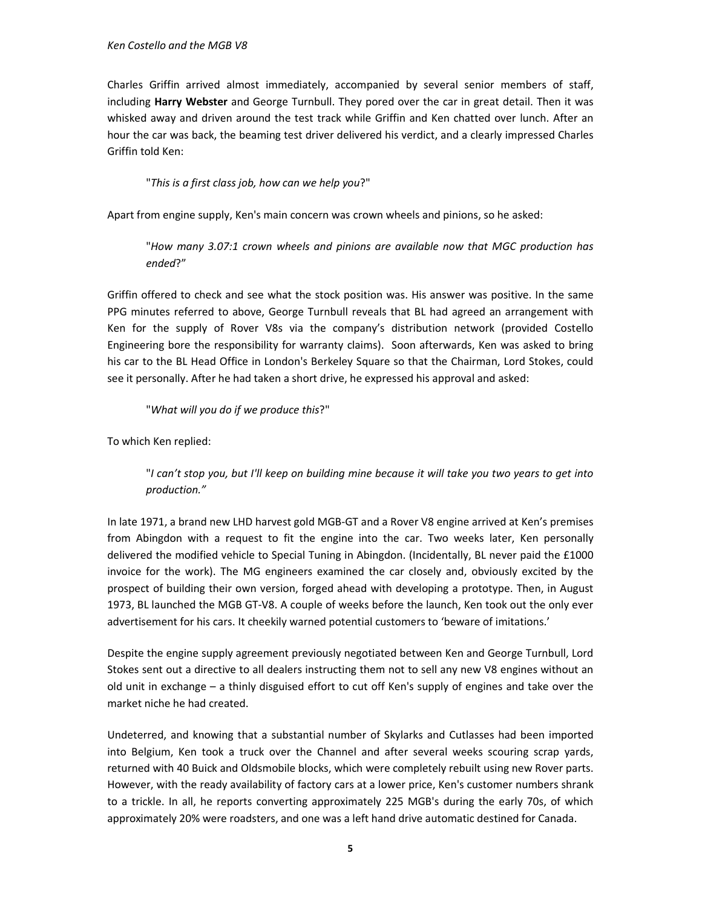Charles Griffin arrived almost immediately, accompanied by several senior members of staff, including **Harry Webster** and George Turnbull. They pored over the car in great detail. Then it was whisked away and driven around the test track while Griffin and Ken chatted over lunch. After an hour the car was back, the beaming test driver delivered his verdict, and a clearly impressed Charles Griffin told Ken:

> "*This is a first class job, how can we help you*?"

Apart from engine supply, Ken's main concern was crown wheels and pinions, so he asked:

> "*How many 3.07:1 crown wheels and pinions are available now that MGC production has ended*?"

Griffin offered to check and see what the stock position was. His answer was positive. In the same PPG minutes referred to above, George Turnbull reveals that BL had agreed an arrangement with Ken for the supply of Rover V8s via the company's distribution network (provided Costello Engineering bore the responsibility for warranty claims). Soon afterwards, Ken was asked to bring his car to the BL Head Office in London's Berkeley Square so that the Chairman, Lord Stokes, could see it personally. After he had taken a short drive, he expressed his approval and asked:

> "*What will you do if we produce this*?"

To which Ken replied:

> "*I can't stop you, but I'll keep on building mine because it will take you two years to get into production.*"

In late 1971, a brand new LHD harvest gold MGB-GT and a Rover V8 engine arrived at Ken's premises from Abingdon with a request to fit the engine into the car. Two weeks later, Ken personally delivered the modified vehicle to Special Tuning in Abingdon. (Incidentally, BL never paid the £1000 invoice for the work). The MG engineers examined the car closely and, obviously excited by the prospect of building their own version, forged ahead with developing a prototype. Then, in August 1973, BL launched the MGB GT-V8. A couple of weeks before the launch, Ken took out the only ever advertisement for his cars. It cheekily warned potential customers to 'beware of imitations.'

Despite the engine supply agreement previously negotiated between Ken and George Turnbull, Lord Stokes sent out a directive to all dealers instructing them not to sell any new V8 engines without an old unit in exchange – a thinly disguised effort to cut off Ken's supply of engines and take over the market niche he had created.

Undeterred, and knowing that a substantial number of Skylarks and Cutlasses had been imported into Belgium, Ken took a truck over the Channel and after several weeks scouring scrap yards, returned with 40 Buick and Oldsmobile blocks, which were completely rebuilt using new Rover parts. However, with the ready availability of factory cars at a lower price, Ken's customer numbers shrank to a trickle. In all, he reports converting approximately 225 MGB's during the early 70s, of which approximately 20% were roadsters, and one was a left hand drive automatic destined for Canada.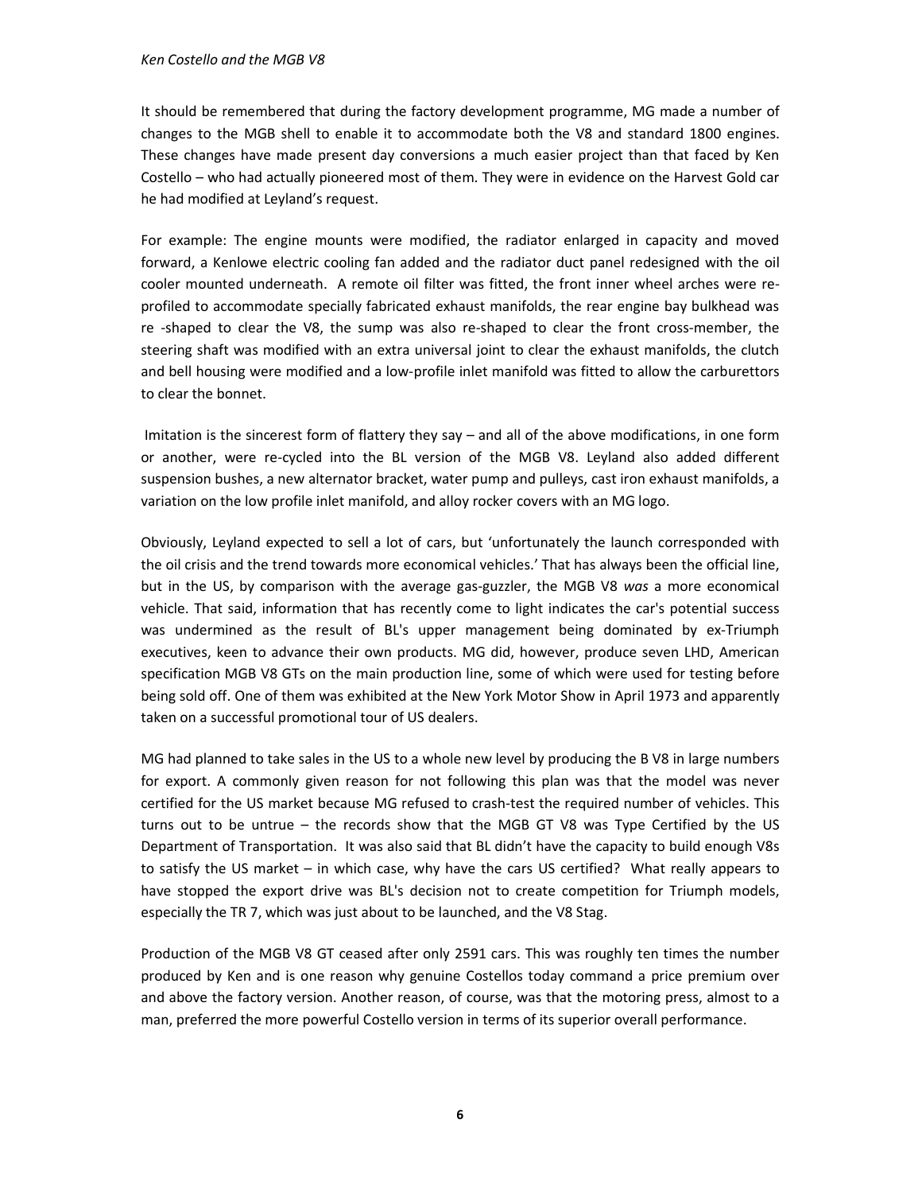It should be remembered that during the factory development programme, MG made a number of changes to the MGB shell to enable it to accommodate both the V8 and standard 1800 engines. These changes have made present day conversions a much easier project than that faced by Ken Costello – who had actually pioneered most of them. They were in evidence on the Harvest Gold car he had modified at Leyland's request.

For example: The engine mounts were modified, the radiator enlarged in capacity and moved forward, a Kenlowe electric cooling fan added and the radiator duct panel redesigned with the oil cooler mounted underneath. A remote oil filter was fitted, the front inner wheel arches were re-profiled to accommodate specially fabricated exhaust manifolds, the rear engine bay bulkhead was re -shaped to clear the V8, the sump was also re-shaped to clear the front cross-member, the steering shaft was modified with an extra universal joint to clear the exhaust manifolds, the clutch and bell housing were modified and a low-profile inlet manifold was fitted to allow the carburettors to clear the bonnet.

Imitation is the sincerest form of flattery they say – and all of the above modifications, in one form or another, were re-cycled into the BL version of the MGB V8. Leyland also added different suspension bushes, a new alternator bracket, water pump and pulleys, cast iron exhaust manifolds, a variation on the low profile inlet manifold, and alloy rocker covers with an MG logo.

Obviously, Leyland expected to sell a lot of cars, but 'unfortunately the launch corresponded with the oil crisis and the trend towards more economical vehicles.' That has always been the official line, but in the US, by comparison with the average gas-guzzler, the MGB V8 *was* a more economical vehicle. That said, information that has recently come to light indicates the car's potential success was undermined as the result of BL's upper management being dominated by ex-Triumph executives, keen to advance their own products. MG did, however, produce seven LHD, American specification MGB V8 GTs on the main production line, some of which were used for testing before being sold off. One of them was exhibited at the New York Motor Show in April 1973 and apparently taken on a successful promotional tour of US dealers.

MG had planned to take sales in the US to a whole new level by producing the B V8 in large numbers for export. A commonly given reason for not following this plan was that the model was never certified for the US market because MG refused to crash-test the required number of vehicles. This turns out to be untrue – the records show that the MGB GT V8 was Type Certified by the US Department of Transportation. It was also said that BL didn't have the capacity to build enough V8s to satisfy the US market – in which case, why have the cars US certified? What really appears to have stopped the export drive was BL's decision not to create competition for Triumph models, especially the TR 7, which was just about to be launched, and the V8 Stag.

Production of the MGB V8 GT ceased after only 2591 cars. This was roughly ten times the number produced by Ken and is one reason why genuine Costellos today command a price premium over and above the factory version. Another reason, of course, was that the motoring press, almost to a man, preferred the more powerful Costello version in terms of its superior overall performance.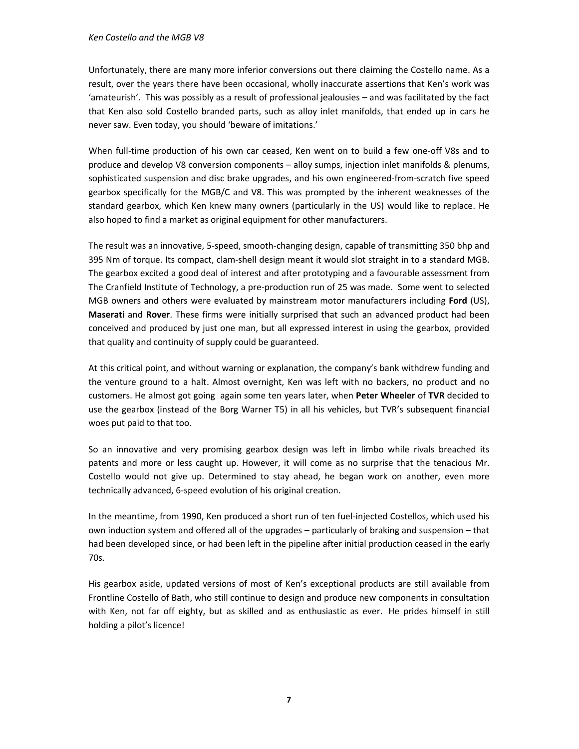Unfortunately, there are many more inferior conversions out there claiming the Costello name. As a result, over the years there have been occasional, wholly inaccurate assertions that Ken's work was 'amateurish'. This was possibly as a result of professional jealousies – and was facilitated by the fact that Ken also sold Costello branded parts, such as alloy inlet manifolds, that ended up in cars he never saw. Even today, you should 'beware of imitations.'

When full-time production of his own car ceased, Ken went on to build a few one-off V8s and to produce and develop V8 conversion components – alloy sumps, injection inlet manifolds & plenums, sophisticated suspension and disc brake upgrades, and his own engineered-from-scratch five speed gearbox specifically for the MGB/C and V8. This was prompted by the inherent weaknesses of the standard gearbox, which Ken knew many owners (particularly in the US) would like to replace. He also hoped to find a market as original equipment for other manufacturers.

The result was an innovative, 5-speed, smooth-changing design, capable of transmitting 350 bhp and 395 Nm of torque. Its compact, clam-shell design meant it would slot straight in to a standard MGB. The gearbox excited a good deal of interest and after prototyping and a favourable assessment from The Cranfield Institute of Technology, a pre-production run of 25 was made. Some went to selected MGB owners and others were evaluated by mainstream motor manufacturers including **Ford** (US), **Maserati** and **Rover**. These firms were initially surprised that such an advanced product had been conceived and produced by just one man, but all expressed interest in using the gearbox, provided that quality and continuity of supply could be guaranteed.

At this critical point, and without warning or explanation, the company's bank withdrew funding and the venture ground to a halt. Almost overnight, Ken was left with no backers, no product and no customers. He almost got going again some ten years later, when **Peter Wheeler** of **TVR** decided to use the gearbox (instead of the Borg Warner T5) in all his vehicles, but TVR's subsequent financial woes put paid to that too.

So an innovative and very promising gearbox design was left in limbo while rivals breached its patents and more or less caught up. However, it will come as no surprise that the tenacious Mr. Costello would not give up. Determined to stay ahead, he began work on another, even more technically advanced, 6-speed evolution of his original creation.

In the meantime, from 1990, Ken produced a short run of ten fuel-injected Costellos, which used his own induction system and offered all of the upgrades – particularly of braking and suspension – that had been developed since, or had been left in the pipeline after initial production ceased in the early 70s.

His gearbox aside, updated versions of most of Ken's exceptional products are still available from Frontline Costello of Bath, who still continue to design and produce new components in consultation with Ken, not far off eighty, but as skilled and as enthusiastic as ever. He prides himself in still holding a pilot's licence!